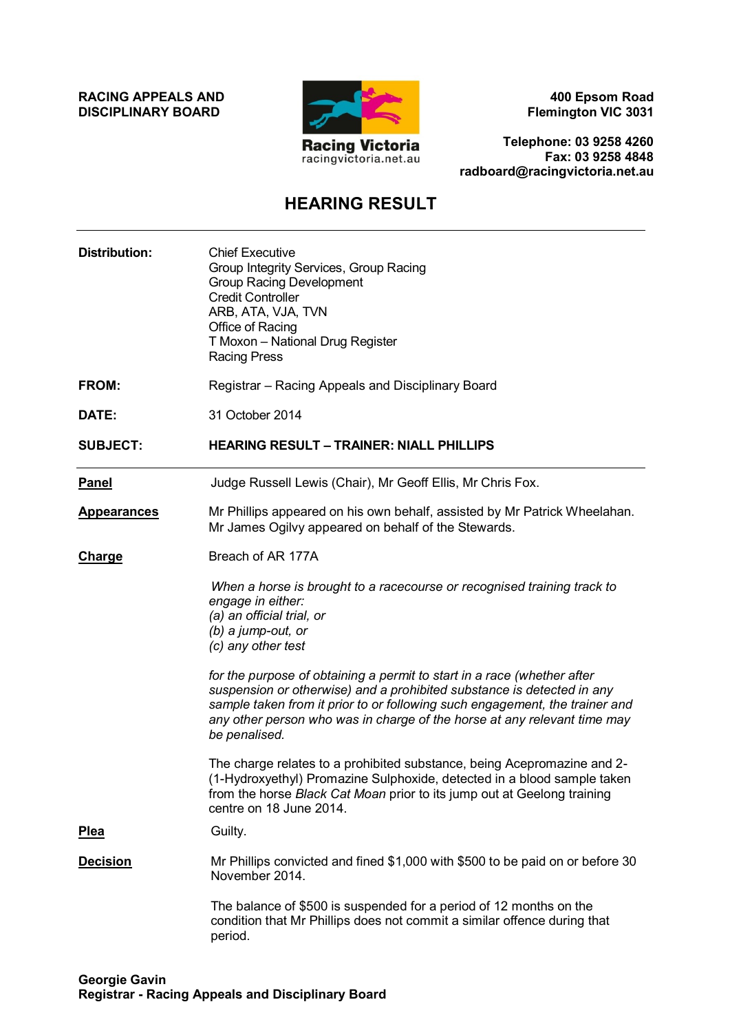**RACING APPEALS AND DISCIPLINARY BOARD**

Racing Victoria
racingvictoria.net.au

**400 Epsom Road**
**Flemington VIC 3031**

**Telephone: 03 9258 4260**
**Fax: 03 9258 4848**
**radboard@racingvictoria.net.au**

# HEARING RESULT

---

**Distribution:** Chief Executive
Group Integrity Services, Group Racing
Group Racing Development
Credit Controller
ARB, ATA, VJA, TVN
Office of Racing
T Moxon – National Drug Register
Racing Press

**FROM:** Registrar – Racing Appeals and Disciplinary Board

**DATE:** 31 October 2014

**SUBJECT:** **HEARING RESULT – TRAINER: NIALL PHILLIPS**

---

**Panel** Judge Russell Lewis (Chair), Mr Geoff Ellis, Mr Chris Fox.

**Appearances** Mr Phillips appeared on his own behalf, assisted by Mr Patrick Wheelahan. Mr James Ogilvy appeared on behalf of the Stewards.

**Charge** Breach of AR 177A

*When a horse is brought to a racecourse or recognised training track to engage in either:*
*(a) an official trial, or*
*(b) a jump-out, or*
*(c) any other test*

*for the purpose of obtaining a permit to start in a race (whether after suspension or otherwise) and a prohibited substance is detected in any sample taken from it prior to or following such engagement, the trainer and any other person who was in charge of the horse at any relevant time may be penalised.*

The charge relates to a prohibited substance, being Acepromazine and 2-(1-Hydroxyethyl) Promazine Sulphoxide, detected in a blood sample taken from the horse *Black Cat Moan* prior to its jump out at Geelong training centre on 18 June 2014.

**Plea** Guilty.

**Decision** Mr Phillips convicted and fined $1,000 with $500 to be paid on or before 30 November 2014.

The balance of $500 is suspended for a period of 12 months on the condition that Mr Phillips does not commit a similar offence during that period.

**Georgie Gavin**
**Registrar - Racing Appeals and Disciplinary Board**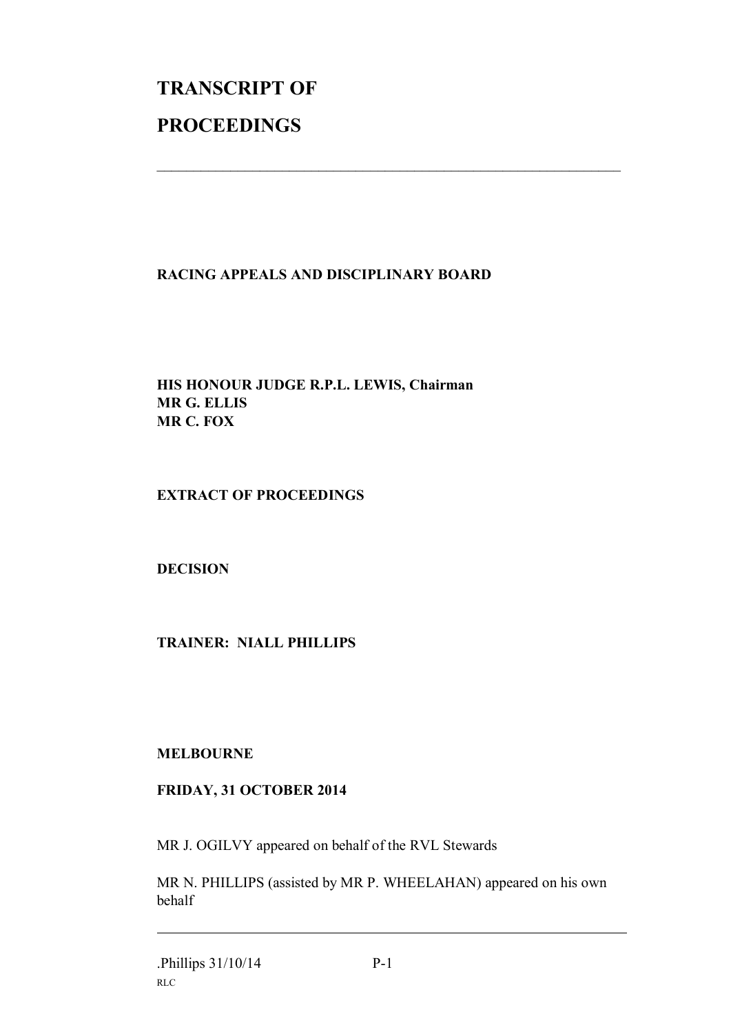# TRANSCRIPT OF

# PROCEEDINGS

---

**RACING APPEALS AND DISCIPLINARY BOARD**

**HIS HONOUR JUDGE R.P.L. LEWIS, Chairman**
**MR G. ELLIS**
**MR C. FOX**

**EXTRACT OF PROCEEDINGS**

**DECISION**

**TRAINER: NIALL PHILLIPS**

**MELBOURNE**

**FRIDAY, 31 OCTOBER 2014**

MR J. OGILVY appeared on behalf of the RVL Stewards

MR N. PHILLIPS (assisted by MR P. WHEELAHAN) appeared on his own behalf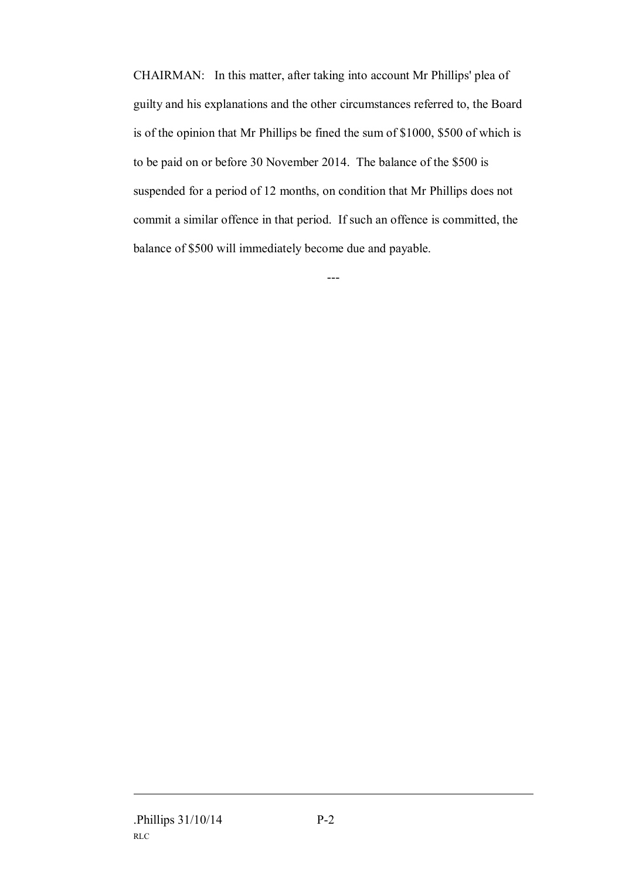CHAIRMAN: In this matter, after taking into account Mr Phillips' plea of guilty and his explanations and the other circumstances referred to, the Board is of the opinion that Mr Phillips be fined the sum of $1000, $500 of which is to be paid on or before 30 November 2014. The balance of the $500 is suspended for a period of 12 months, on condition that Mr Phillips does not commit a similar offence in that period. If such an offence is committed, the balance of $500 will immediately become due and payable.

---